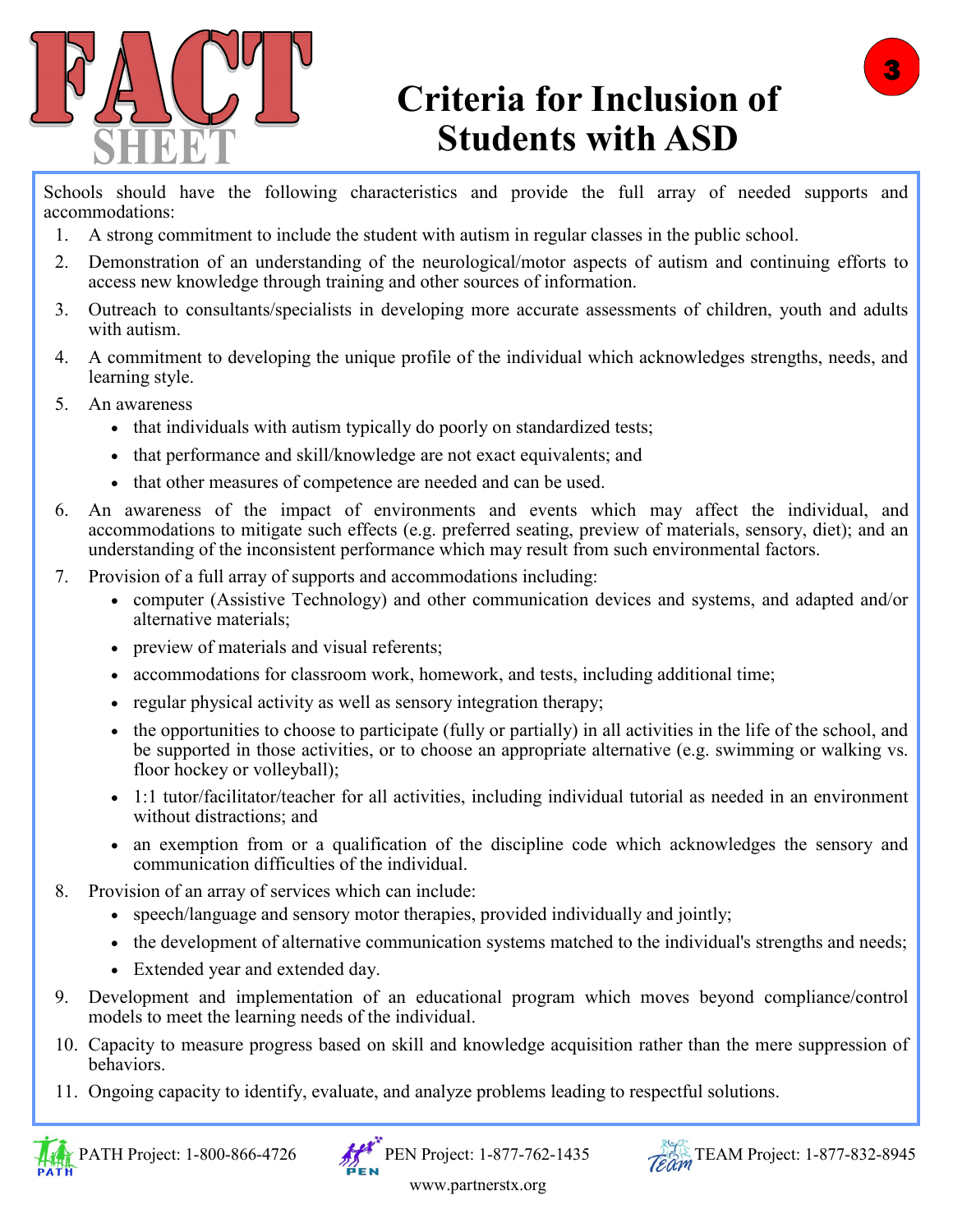# FACT SHEET

# Criteria for Inclusion of Students with ASD

3

Schools should have the following characteristics and provide the full array of needed supports and accommodations:

1. A strong commitment to include the student with autism in regular classes in the public school.
2. Demonstration of an understanding of the neurological/motor aspects of autism and continuing efforts to access new knowledge through training and other sources of information.
3. Outreach to consultants/specialists in developing more accurate assessments of children, youth and adults with autism.
4. A commitment to developing the unique profile of the individual which acknowledges strengths, needs, and learning style.
5. An awareness
   - that individuals with autism typically do poorly on standardized tests;
   - that performance and skill/knowledge are not exact equivalents; and
   - that other measures of competence are needed and can be used.
6. An awareness of the impact of environments and events which may affect the individual, and accommodations to mitigate such effects (e.g. preferred seating, preview of materials, sensory, diet); and an understanding of the inconsistent performance which may result from such environmental factors.
7. Provision of a full array of supports and accommodations including:
   - computer (Assistive Technology) and other communication devices and systems, and adapted and/or alternative materials;
   - preview of materials and visual referents;
   - accommodations for classroom work, homework, and tests, including additional time;
   - regular physical activity as well as sensory integration therapy;
   - the opportunities to choose to participate (fully or partially) in all activities in the life of the school, and be supported in those activities, or to choose an appropriate alternative (e.g. swimming or walking vs. floor hockey or volleyball);
   - 1:1 tutor/facilitator/teacher for all activities, including individual tutorial as needed in an environment without distractions; and
   - an exemption from or a qualification of the discipline code which acknowledges the sensory and communication difficulties of the individual.
8. Provision of an array of services which can include:
   - speech/language and sensory motor therapies, provided individually and jointly;
   - the development of alternative communication systems matched to the individual's strengths and needs;
   - Extended year and extended day.
9. Development and implementation of an educational program which moves beyond compliance/control models to meet the learning needs of the individual.
10. Capacity to measure progress based on skill and knowledge acquisition rather than the mere suppression of behaviors.
11. Ongoing capacity to identify, evaluate, and analyze problems leading to respectful solutions.

PATH Project: 1-800-866-4726 PEN Project: 1-877-762-1435 TEAM Project: 1-877-832-8945

www.partnerstx.org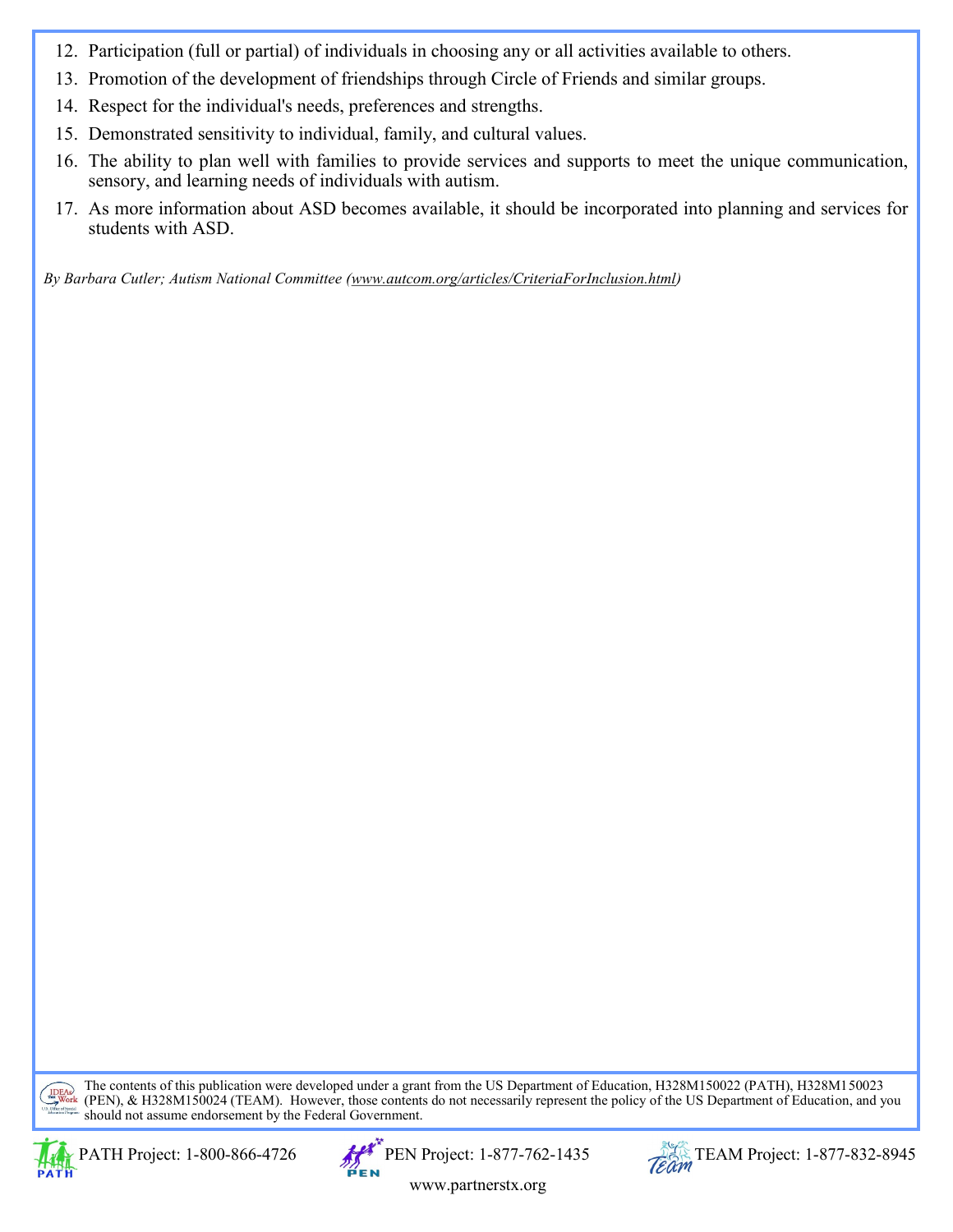12. Participation (full or partial) of individuals in choosing any or all activities available to others.
13. Promotion of the development of friendships through Circle of Friends and similar groups.
14. Respect for the individual's needs, preferences and strengths.
15. Demonstrated sensitivity to individual, family, and cultural values.
16. The ability to plan well with families to provide services and supports to meet the unique communication, sensory, and learning needs of individuals with autism.
17. As more information about ASD becomes available, it should be incorporated into planning and services for students with ASD.

*By Barbara Cutler; Autism National Committee (www.autcom.org/articles/CriteriaForInclusion.html)*

The contents of this publication were developed under a grant from the US Department of Education, H328M150022 (PATH), H328M150023 (PEN), & H328M150024 (TEAM). However, those contents do not necessarily represent the policy of the US Department of Education, and you should not assume endorsement by the Federal Government.

PATH Project: 1-800-866-4726 PEN Project: 1-877-762-1435 TEAM Project: 1-877-832-8945

www.partnerstx.org